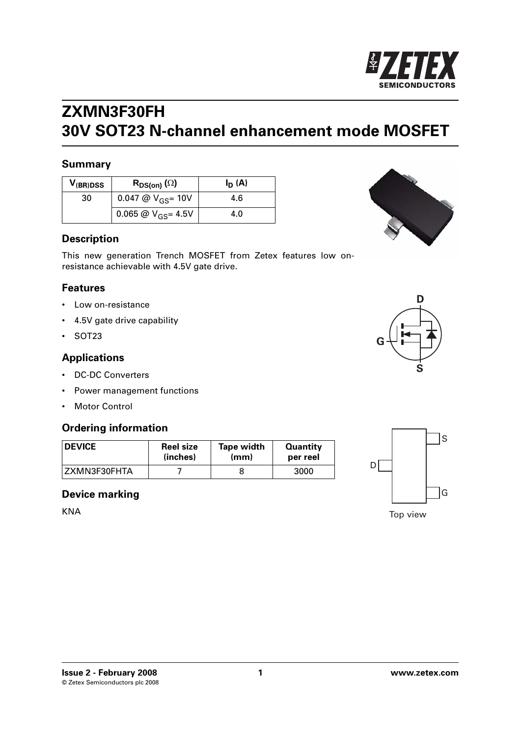# ZXMN3F30FH
# 30V SOT23 N-channel enhancement mode MOSFET

## Summary

| $V_{(BR)DSS}$ | $R_{DS(on)}$ ($\Omega$) | $I_D$ (A) |
|---|---|---|
| 30 | 0.047 @ $V_{GS}$= 10V | 4.6 |
| | 0.065 @ $V_{GS}$= 4.5V | 4.0 |

## Description

This new generation Trench MOSFET from Zetex features low on-resistance achievable with 4.5V gate drive.

## Features

- Low on-resistance
- 4.5V gate drive capability
- SOT23

## Applications

- DC-DC Converters
- Power management functions
- Motor Control

## Ordering information

| DEVICE | Reel size (inches) | Tape width (mm) | Quantity per reel |
|---|---|---|---|
| ZXMN3F30FHTA | 7 | 8 | 3000 |

## Device marking

KNA

D S G

Top view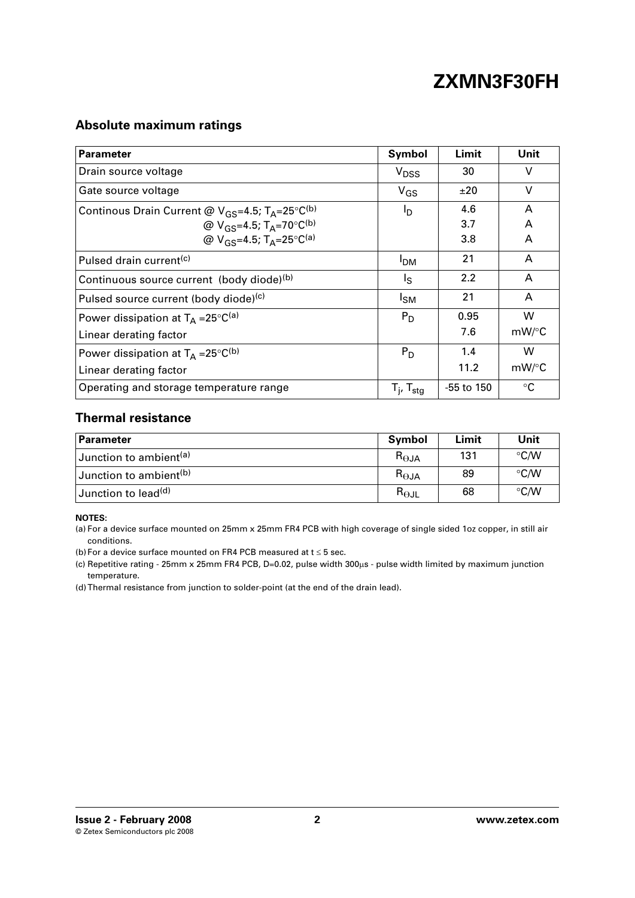## Absolute maximum ratings

| Parameter | Symbol | Limit | Unit |
|---|---|---|---|
| Drain source voltage | $V_{DSS}$ | 30 | V |
| Gate source voltage | $V_{GS}$ | ±20 | V |
| Continous Drain Current @ $V_{GS}$=4.5; $T_A$=25°C[(b)]<br>@ $V_{GS}$=4.5; $T_A$=70°C[(b)]<br>@ $V_{GS}$=4.5; $T_A$=25°C[(a)] | $I_D$ | 4.6<br>3.7<br>3.8 | A<br>A<br>A |
| Pulsed drain current[(c)] | $I_{DM}$ | 21 | A |
| Continuous source current (body diode)[(b)] | $I_S$ | 2.2 | A |
| Pulsed source current (body diode)[(c)] | $I_{SM}$ | 21 | A |
| Power dissipation at $T_A$ =25°C[(a)]<br>Linear derating factor | $P_D$ | 0.95<br>7.6 | W<br>mW/°C |
| Power dissipation at $T_A$ =25°C[(b)]<br>Linear derating factor | $P_D$ | 1.4<br>11.2 | W<br>mW/°C |
| Operating and storage temperature range | $T_j$, $T_{stg}$ | -55 to 150 | °C |

## Thermal resistance

| Parameter | Symbol | Limit | Unit |
|---|---|---|---|
| Junction to ambient[(a)] | $R_{\Theta JA}$ | 131 | °C/W |
| Junction to ambient[(b)] | $R_{\Theta JA}$ | 89 | °C/W |
| Junction to lead[(d)] | $R_{\Theta JL}$ | 68 | °C/W |

**NOTES**:

(a) For a device surface mounted on 25mm x 25mm FR4 PCB with high coverage of single sided 1oz copper, in still air conditions.

(b) For a device surface mounted on FR4 PCB measured at t ≤ 5 sec.

(c) Repetitive rating - 25mm x 25mm FR4 PCB, D=0.02, pulse width 300μs - pulse width limited by maximum junction temperature.

(d) Thermal resistance from junction to solder-point (at the end of the drain lead).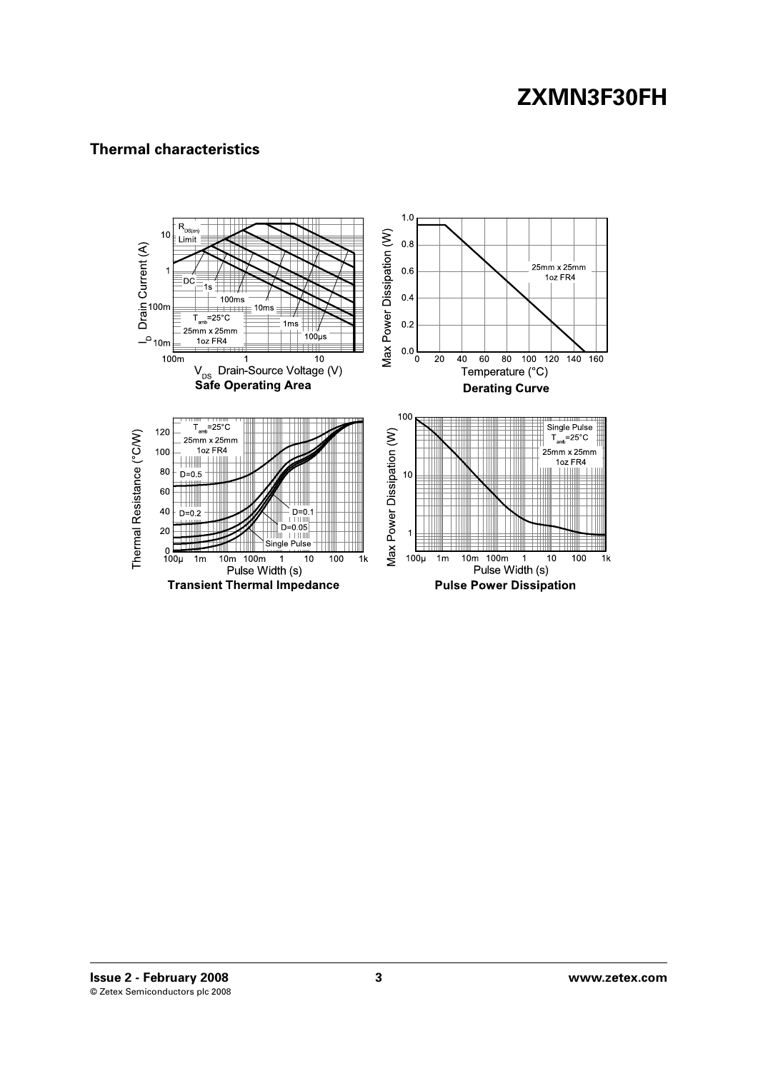## Thermal characteristics

**Safe Operating Area**

**Derating Curve**

**Transient Thermal Impedance**

**Pulse Power Dissipation**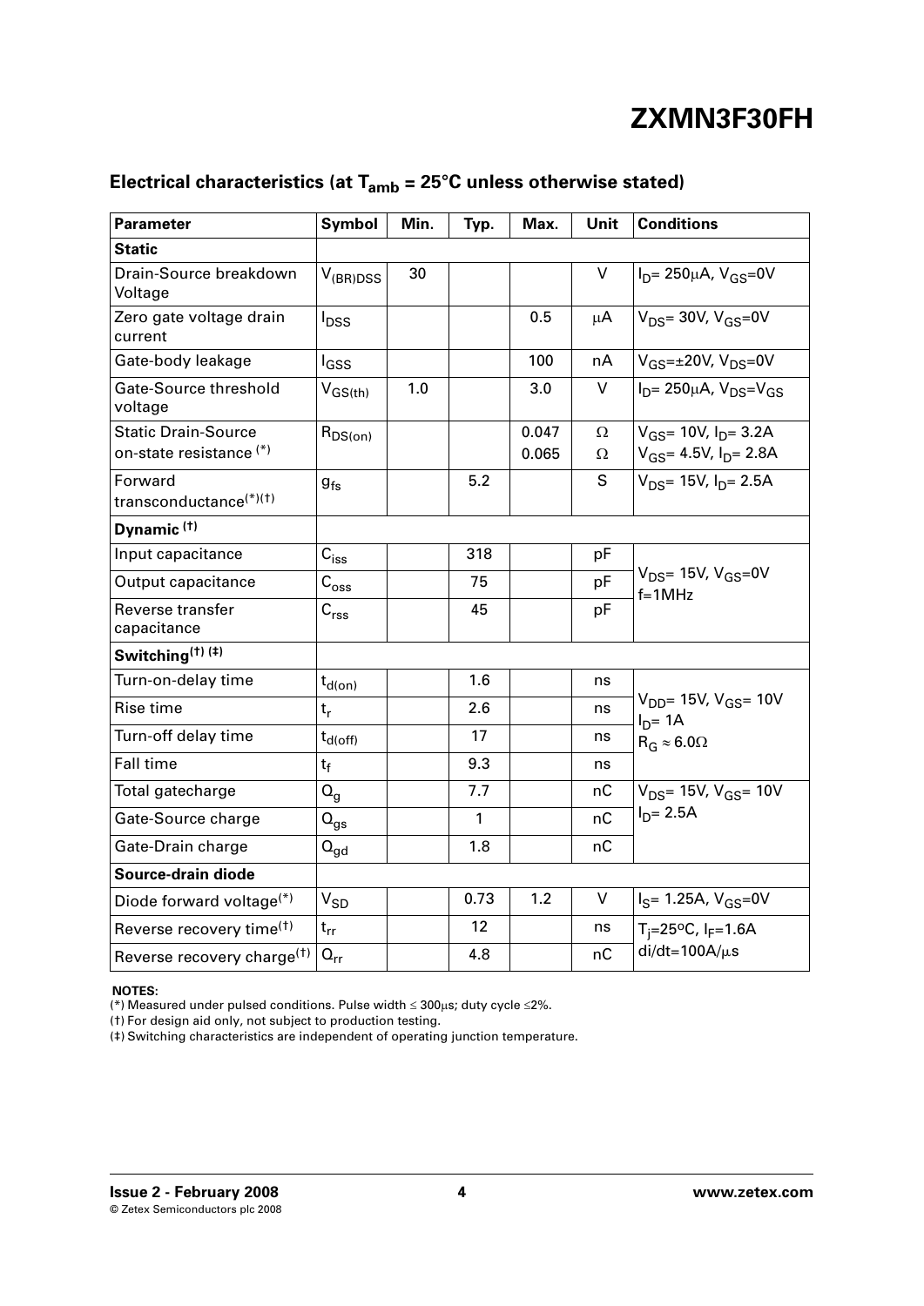## Electrical characteristics (at $T_{amb}$ = 25°C unless otherwise stated)

| Parameter | Symbol | Min. | Typ. | Max. | Unit | Conditions |
|---|---|---|---|---|---|---|
| **Static** | | | | | | |
| Drain-Source breakdown Voltage | $V_{(BR)DSS}$ | 30 | | | V | $I_D$= 250μA, $V_{GS}$=0V |
| Zero gate voltage drain current | $I_{DSS}$ | | | 0.5 | μA | $V_{DS}$= 30V, $V_{GS}$=0V |
| Gate-body leakage | $I_{GSS}$ | | | 100 | nA | $V_{GS}$=±20V, $V_{DS}$=0V |
| Gate-Source threshold voltage | $V_{GS(th)}$ | 1.0 | | 3.0 | V | $I_D$= 250μA, $V_{DS}$=$V_{GS}$ |
| Static Drain-Source on-state resistance (*) | $R_{DS(on)}$ | | | 0.047<br>0.065 | Ω<br>Ω | $V_{GS}$= 10V, $I_D$= 3.2A<br>$V_{GS}$= 4.5V, $I_D$= 2.8A |
| Forward transconductance(*)(†) | $g_{fs}$ | | 5.2 | | S | $V_{DS}$= 15V, $I_D$= 2.5A |
| **Dynamic (†)** | | | | | | |
| Input capacitance | $C_{iss}$ | | 318 | | pF | $V_{DS}$= 15V, $V_{GS}$=0V f=1MHz |
| Output capacitance | $C_{oss}$ | | 75 | | pF | |
| Reverse transfer capacitance | $C_{rss}$ | | 45 | | pF | |
| **Switching(†) (‡)** | | | | | | |
| Turn-on-delay time | $t_{d(on)}$ | | 1.6 | | ns | $V_{DD}$= 15V, $V_{GS}$= 10V $I_D$= 1A $R_G \approx 6.0\Omega$ |
| Rise time | $t_r$ | | 2.6 | | ns | |
| Turn-off delay time | $t_{d(off)}$ | | 17 | | ns | |
| Fall time | $t_f$ | | 9.3 | | ns | |
| Total gatecharge | $Q_g$ | | 7.7 | | nC | $V_{DS}$= 15V, $V_{GS}$= 10V $I_D$= 2.5A |
| Gate-Source charge | $Q_{gs}$ | | 1 | | nC | |
| Gate-Drain charge | $Q_{gd}$ | | 1.8 | | nC | |
| **Source-drain diode** | | | | | | |
| Diode forward voltage(*) | $V_{SD}$ | | 0.73 | 1.2 | V | $I_S$= 1.25A, $V_{GS}$=0V |
| Reverse recovery time(†) | $t_{rr}$ | | 12 | | ns | $T_j$=25°C, $I_F$=1.6A di/dt=100A/μs |
| Reverse recovery charge(†) | $Q_{rr}$ | | 4.8 | | nC | |

**NOTES**:

(*) Measured under pulsed conditions. Pulse width ≤ 300μs; duty cycle ≤2%.

(†) For design aid only, not subject to production testing.

(‡) Switching characteristics are independent of operating junction temperature.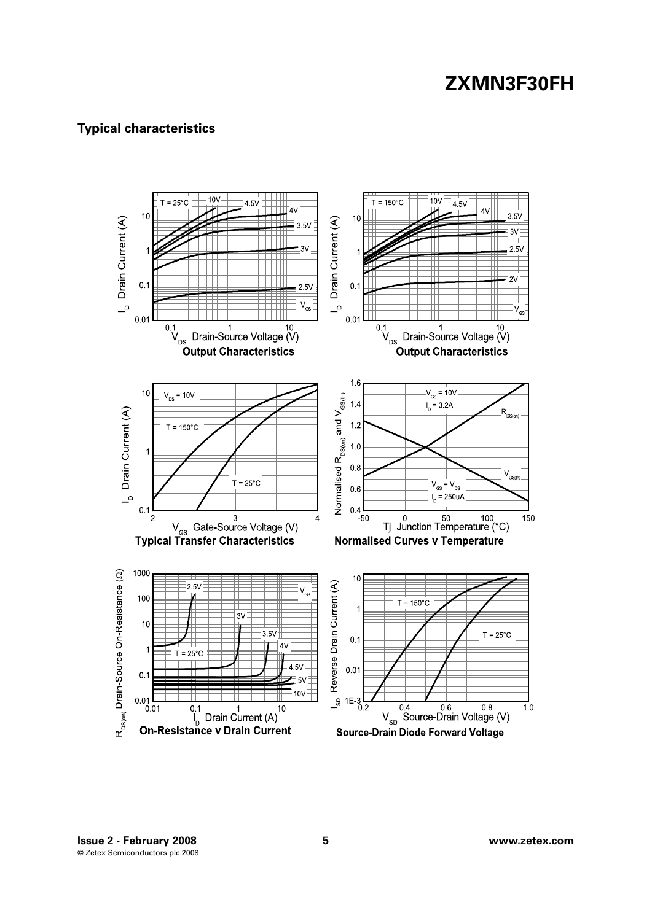## Typical characteristics

Output Characteristics

Output Characteristics

Typical Transfer Characteristics

Normalised Curves v Temperature

On-Resistance v Drain Current

Source-Drain Diode Forward Voltage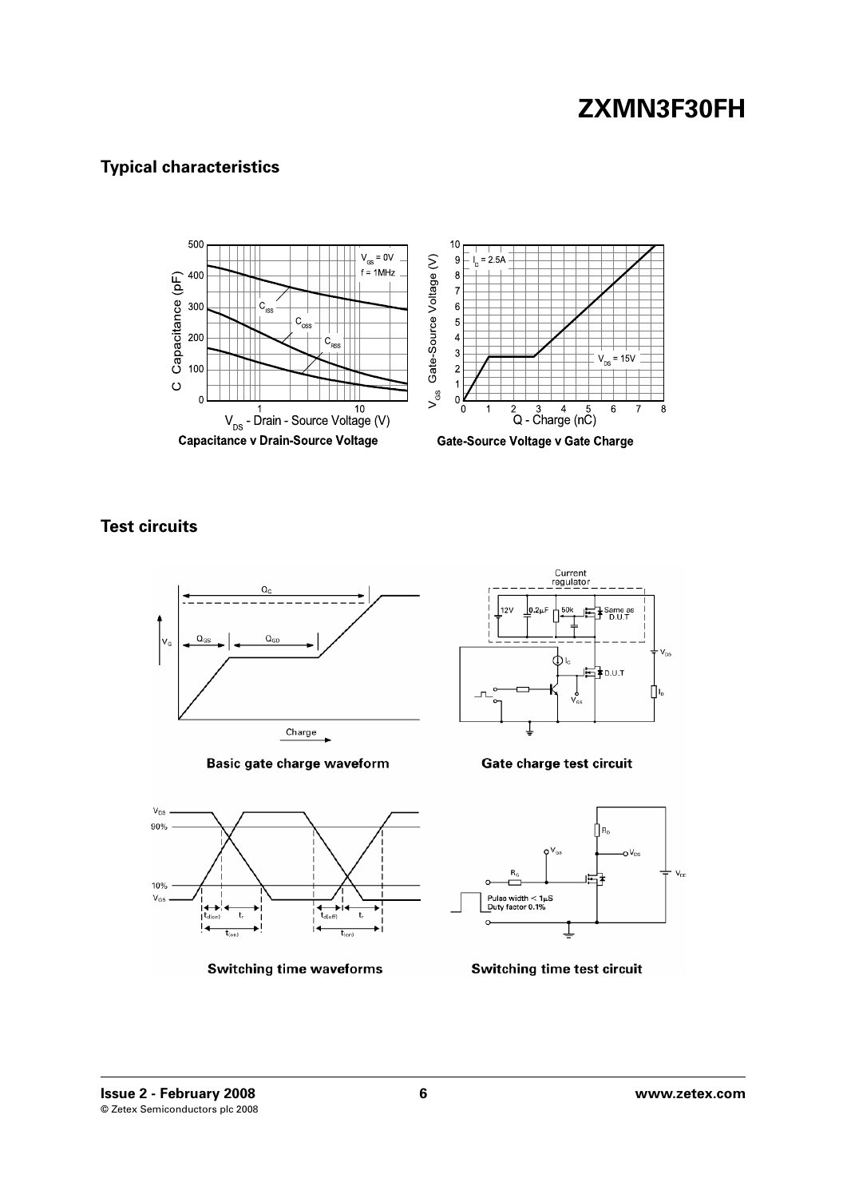## Typical characteristics

Capacitance v Drain-Source Voltage

Gate-Source Voltage v Gate Charge

## Test circuits

Basic gate charge waveform

Gate charge test circuit

Switching time waveforms

Switching time test circuit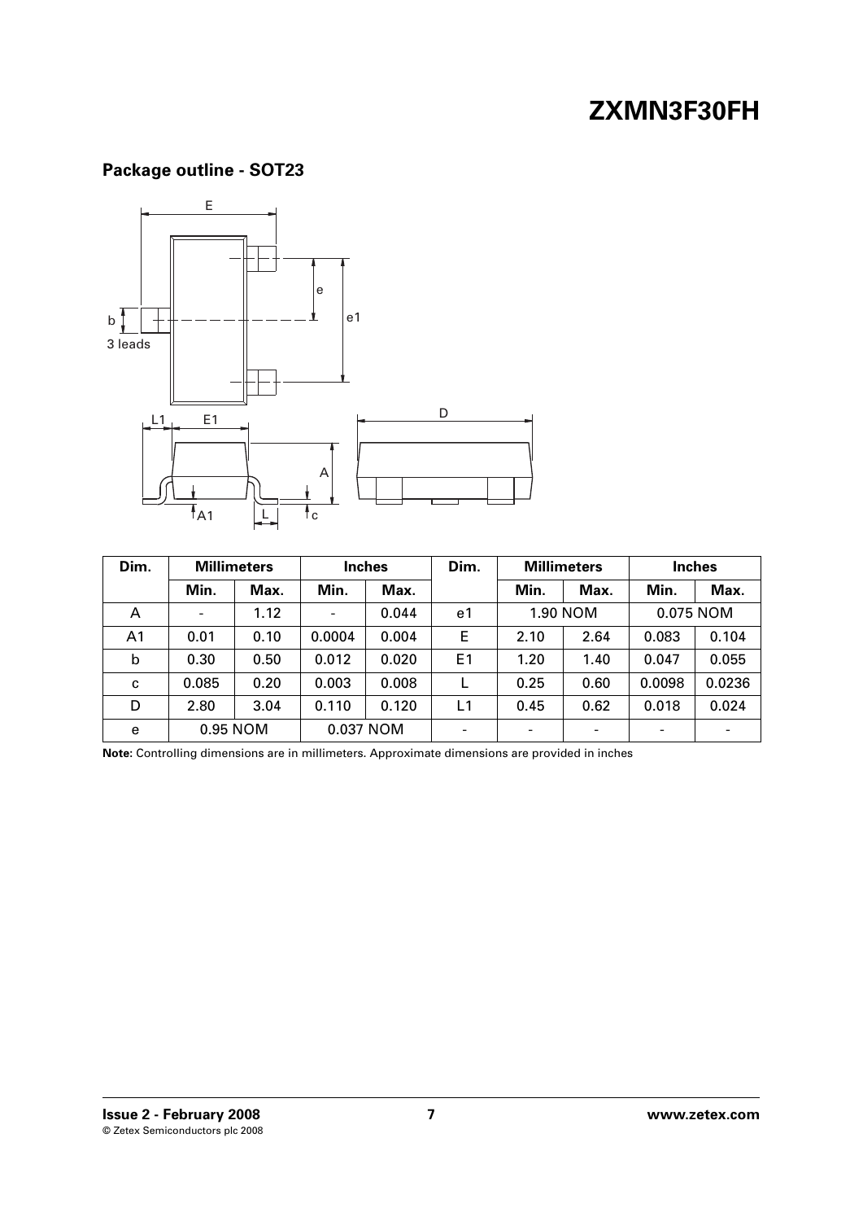## Package outline - SOT23

| Dim. | Millimeters | | Inches | | Dim. | Millimeters | | Inches | |
|---|---|---|---|---|---|---|---|---|---|
| | Min. | Max. | Min. | Max. | | Min. | Max. | Min. | Max. |
| A | - | 1.12 | - | 0.044 | e1 | 1.90 NOM | | 0.075 NOM | |
| A1 | 0.01 | 0.10 | 0.0004 | 0.004 | E | 2.10 | 2.64 | 0.083 | 0.104 |
| b | 0.30 | 0.50 | 0.012 | 0.020 | E1 | 1.20 | 1.40 | 0.047 | 0.055 |
| c | 0.085 | 0.20 | 0.003 | 0.008 | L | 0.25 | 0.60 | 0.0098 | 0.0236 |
| D | 2.80 | 3.04 | 0.110 | 0.120 | L1 | 0.45 | 0.62 | 0.018 | 0.024 |
| e | 0.95 NOM | | 0.037 NOM | | - | - | - | - | - |

**Note:** Controlling dimensions are in millimeters. Approximate dimensions are provided in inches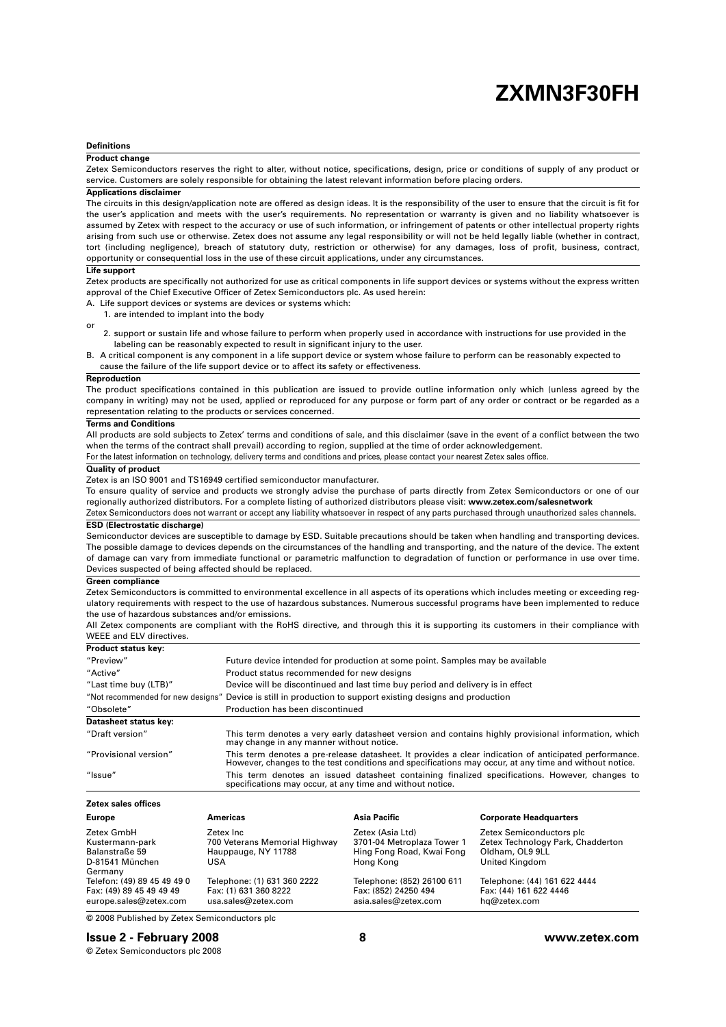# ZXMN3F30FH

## Definitions

### Product change

Zetex Semiconductors reserves the right to alter, without notice, specifications, design, price or conditions of supply of any product or service. Customers are solely responsible for obtaining the latest relevant information before placing orders.

### Applications disclaimer

The circuits in this design/application note are offered as design ideas. It is the responsibility of the user to ensure that the circuit is fit for the user's application and meets with the user's requirements. No representation or warranty is given and no liability whatsoever is assumed by Zetex with respect to the accuracy or use of such information, or infringement of patents or other intellectual property rights arising from such use or otherwise. Zetex does not assume any legal responsibility or will not be held legally liable (whether in contract, tort (including negligence), breach of statutory duty, restriction or otherwise) for any damages, loss of profit, business, contract, opportunity or consequential loss in the use of these circuit applications, under any circumstances.

### Life support

Zetex products are specifically not authorized for use as critical components in life support devices or systems without the express written approval of the Chief Executive Officer of Zetex Semiconductors plc. As used herein:

A. Life support devices or systems are devices or systems which:
   1. are intended to implant into the body

or

   2. support or sustain life and whose failure to perform when properly used in accordance with instructions for use provided in the labeling can be reasonably expected to result in significant injury to the user.

B. A critical component is any component in a life support device or system whose failure to perform can be reasonably expected to cause the failure of the life support device or to affect its safety or effectiveness.

### Reproduction

The product specifications contained in this publication are issued to provide outline information only which (unless agreed by the company in writing) may not be used, applied or reproduced for any purpose or form part of any order or contract or be regarded as a representation relating to the products or services concerned.

### Terms and Conditions

All products are sold subjects to Zetex' terms and conditions of sale, and this disclaimer (save in the event of a conflict between the two when the terms of the contract shall prevail) according to region, supplied at the time of order acknowledgement.

For the latest information on technology, delivery terms and conditions and prices, please contact your nearest Zetex sales office.

### Quality of product

Zetex is an ISO 9001 and TS16949 certified semiconductor manufacturer.

To ensure quality of service and products we strongly advise the purchase of parts directly from Zetex Semiconductors or one of our regionally authorized distributors. For a complete listing of authorized distributors please visit: **www.zetex.com/salesnetwork**

Zetex Semiconductors does not warrant or accept any liability whatsoever in respect of any parts purchased through unauthorized sales channels.

### ESD (Electrostatic discharge)

Semiconductor devices are susceptible to damage by ESD. Suitable precautions should be taken when handling and transporting devices. The possible damage to devices depends on the circumstances of the handling and transporting, and the nature of the device. The extent of damage can vary from immediate functional or parametric malfunction to degradation of function or performance in use over time. Devices suspected of being affected should be replaced.

### Green compliance

Zetex Semiconductors is committed to environmental excellence in all aspects of its operations which includes meeting or exceeding regulatory requirements with respect to the use of hazardous substances. Numerous successful programs have been implemented to reduce the use of hazardous substances and/or emissions.

All Zetex components are compliant with the RoHS directive, and through this it is supporting its customers in their compliance with WEEE and ELV directives.

### Product status key:

| | |
|---|---|
| "Preview" | Future device intended for production at some point. Samples may be available |
| "Active" | Product status recommended for new designs |
| "Last time buy (LTB)" | Device will be discontinued and last time buy period and delivery is in effect |
| "Not recommended for new designs" | Device is still in production to support existing designs and production |
| "Obsolete" | Production has been discontinued |

### Datasheet status key:

| | |
|---|---|
| "Draft version" | This term denotes a very early datasheet version and contains highly provisional information, which may change in any manner without notice. |
| "Provisional version" | This term denotes a pre-release datasheet. It provides a clear indication of anticipated performance. However, changes to the test conditions and specifications may occur, at any time and without notice. |
| "Issue" | This term denotes an issued datasheet containing finalized specifications. However, changes to specifications may occur, at any time and without notice. |

### Zetex sales offices

| Europe | Americas | Asia Pacific | Corporate Headquarters |
|---|---|---|---|
| Zetex GmbH<br>Kustermann-park<br>Balanstraße 59<br>D-81541 München<br>Germany | Zetex Inc<br>700 Veterans Memorial Highway<br>Hauppauge, NY 11788<br>USA | Zetex (Asia Ltd)<br>3701-04 Metroplaza Tower 1<br>Hing Fong Road, Kwai Fong<br>Hong Kong | Zetex Semiconductors plc<br>Zetex Technology Park, Chadderton<br>Oldham, OL9 9LL<br>United Kingdom |
| Telefon: (49) 89 45 49 49 0<br>Fax: (49) 89 45 49 49 49<br>europe.sales@zetex.com | Telephone: (1) 631 360 2222<br>Fax: (1) 631 360 8222<br>usa.sales@zetex.com | Telephone: (852) 26100 611<br>Fax: (852) 24250 494<br>asia.sales@zetex.com | Telephone: (44) 161 622 4444<br>Fax: (44) 161 622 4446<br>hq@zetex.com |

© 2008 Published by Zetex Semiconductors plc

**Issue 2 - February 2008**

© Zetex Semiconductors plc 2008

**www.zetex.com**